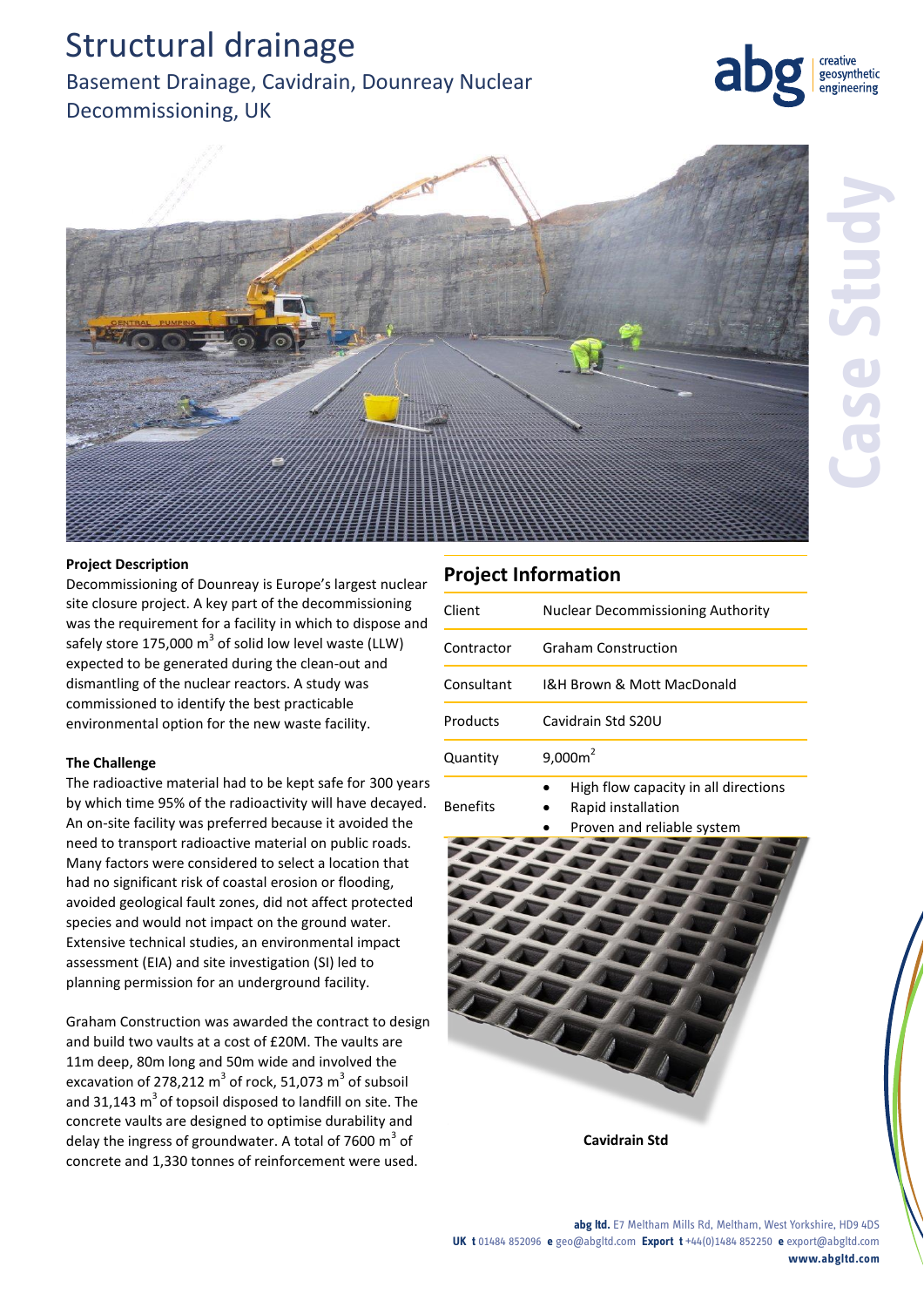# Structural drainage

## Basement Drainage, Cavidrain, Dounreay Nuclear Decommissioning, UK

Case Study

### Project Description

Decommissioning of Dounreay is Europe's largest nuclear site closure project. A key part of the decommissioning was the requirement for a facility in which to dispose and safely store 175,000 $m^3$ of solid low level waste (LLW) expected to be generated during the clean-out and dismantling of the nuclear reactors. A study was commissioned to identify the best practicable environmental option for the new waste facility.

### The Challenge

The radioactive material had to be kept safe for 300 years by which time 95% of the radioactivity will have decayed. An on-site facility was preferred because it avoided the need to transport radioactive material on public roads. Many factors were considered to select a location that had no significant risk of coastal erosion or flooding, avoided geological fault zones, did not affect protected species and would not impact on the ground water. Extensive technical studies, an environmental impact assessment (EIA) and site investigation (SI) led to planning permission for an underground facility.

Graham Construction was awarded the contract to design and build two vaults at a cost of £20M. The vaults are 11m deep, 80m long and 50m wide and involved the excavation of 278,212 $m^3$ of rock, 51,073 $m^3$ of subsoil and 31,143 $m^3$ of topsoil disposed to landfill on site. The concrete vaults are designed to optimise durability and delay the ingress of groundwater. A total of 7600 $m^3$ of concrete and 1,330 tonnes of reinforcement were used.

## Project Information

| | |
|---|---|
| Client | Nuclear Decommissioning Authority |
| Contractor | Graham Construction |
| Consultant | I&H Brown & Mott MacDonald |
| Products | Cavidrain Std S20U |
| Quantity | 9,000$m^2$ |
| Benefits | • High flow capacity in all directions<br>• Rapid installation<br>• Proven and reliable system |

Cavidrain Std

**abg ltd.** E7 Meltham Mills Rd, Meltham, West Yorkshire, HD9 4DS
**UK t** 01484 852096 **e** geo@abgltd.com **Export t** +44(0)1484 852250 **e** export@abgltd.com
**www.abgltd.com**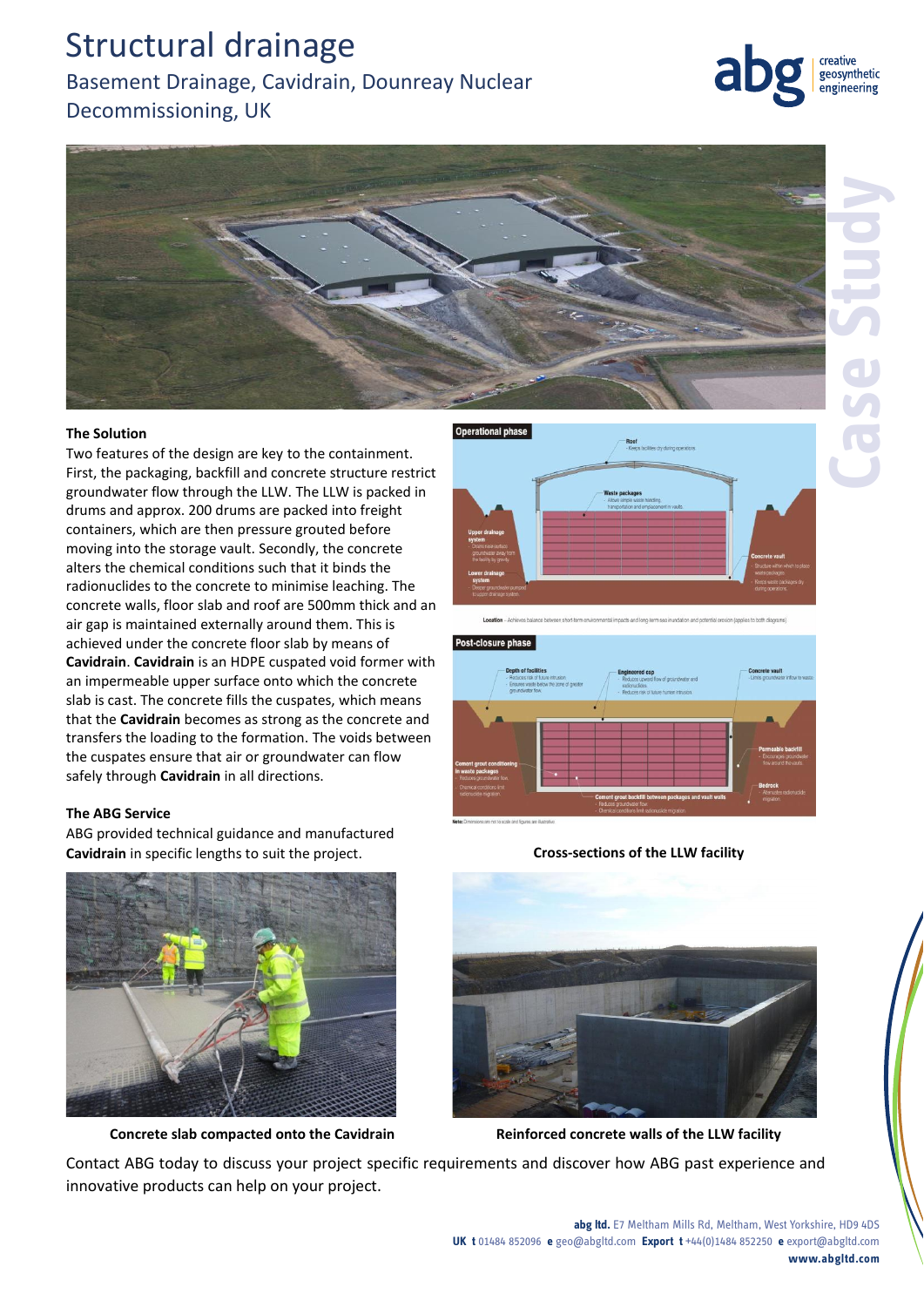# Structural drainage

## Basement Drainage, Cavidrain, Dounreay Nuclear Decommissioning, UK

### The Solution

Two features of the design are key to the containment. First, the packaging, backfill and concrete structure restrict groundwater flow through the LLW. The LLW is packed in drums and approx. 200 drums are packed into freight containers, which are then pressure grouted before moving into the storage vault. Secondly, the concrete alters the chemical conditions such that it binds the radionuclides to the concrete to minimise leaching. The concrete walls, floor slab and roof are 500mm thick and an air gap is maintained externally around them. This is achieved under the concrete floor slab by means of **Cavidrain**. **Cavidrain** is an HDPE cuspated void former with an impermeable upper surface onto which the concrete slab is cast. The concrete fills the cuspates, which means that the **Cavidrain** becomes as strong as the concrete and transfers the loading to the formation. The voids between the cuspates ensure that air or groundwater can flow safely through **Cavidrain** in all directions.

### The ABG Service

ABG provided technical guidance and manufactured **Cavidrain** in specific lengths to suit the project.

**Cross-sections of the LLW facility**

**Concrete slab compacted onto the Cavidrain**

**Reinforced concrete walls of the LLW facility**

Contact ABG today to discuss your project specific requirements and discover how ABG past experience and innovative products can help on your project.

**abg ltd.** E7 Meltham Mills Rd, Meltham, West Yorkshire, HD9 4DS
**UK t** 01484 852096 **e** geo@abgltd.com **Export t** +44(0)1484 852250 **e** export@abgltd.com
**www.abgltd.com**